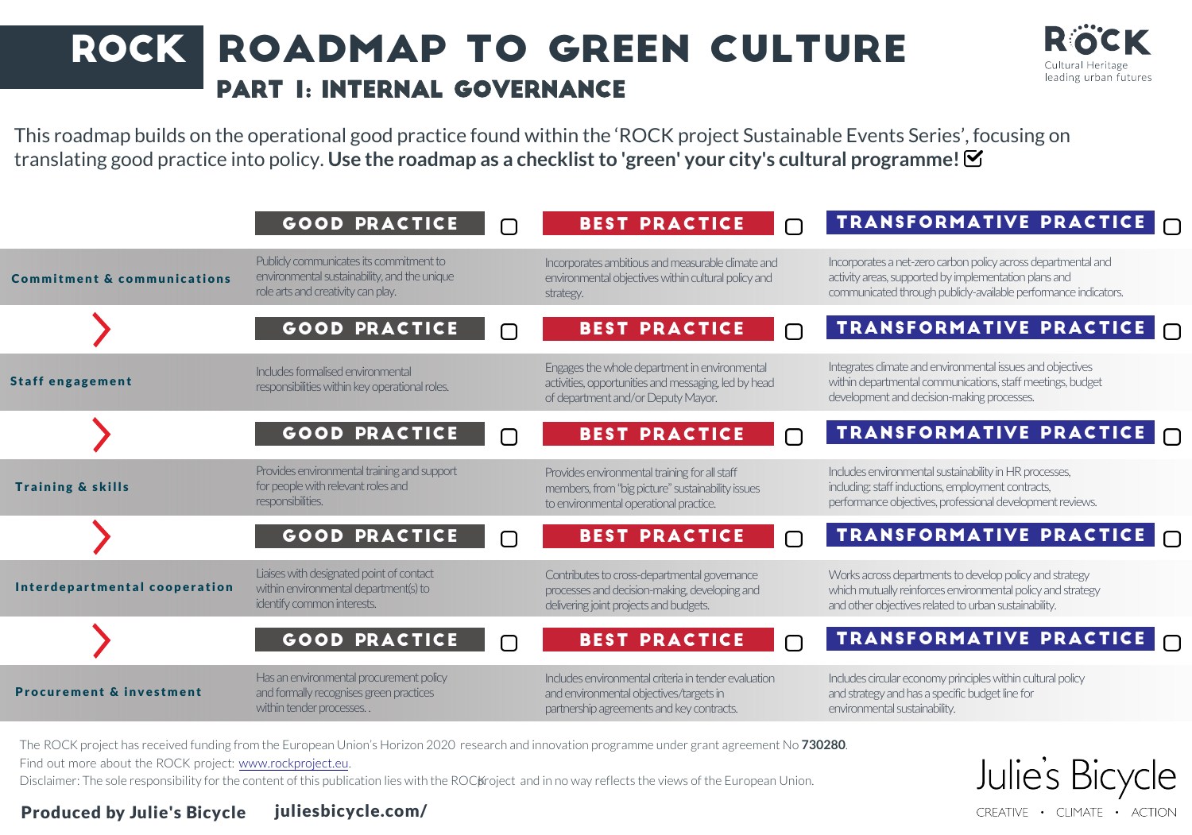# ROCK ROADMAP TO GREEN CULTURE

## PART I: INTERNAL GOVERNANCE

ROCK Cultural Heritage leading urban futures

This roadmap builds on the operational good practice found within the 'ROCK project Sustainable Events Series', focusing on translating good practice into policy. **Use the roadmap as a checklist to 'green' your city's cultural programme!** ☑

| | GOOD PRACTICE ☐ | BEST PRACTICE ☐ | TRANSFORMATIVE PRACTICE ☐ |
|---|---|---|---|
| **Commitment & communications** | Publicly communicates its commitment to environmental sustainability, and the unique role arts and creativity can play. | Incorporates ambitious and measurable climate and environmental objectives within cultural policy and strategy. | Incorporates a net-zero carbon policy across departmental and activity areas, supported by implementation plans and communicated through publicly-available performance indicators. |
| **Staff engagement** | Includes formalised environmental responsibilities within key operational roles. | Engages the whole department in environmental activities, opportunities and messaging, led by head of department and/or Deputy Mayor. | Integrates climate and environmental issues and objectives within departmental communications, staff meetings, budget development and decision-making processes. |
| **Training & skills** | Provides environmental training and support for people with relevant roles and responsibilities. | Provides environmental training for all staff members, from "big picture" sustainability issues to environmental operational practice. | Includes environmental sustainability in HR processes, including: staff inductions, employment contracts, performance objectives, professional development reviews. |
| **Interdepartmental cooperation** | Liaises with designated point of contact within environmental department(s) to identify common interests. | Contributes to cross-departmental governance processes and decision-making, developing and delivering joint projects and budgets. | Works across departments to develop policy and strategy which mutually reinforces environmental policy and strategy and other objectives related to urban sustainability. |
| **Procurement & investment** | Has an environmental procurement policy and formally recognises green practices within tender processes. . | Includes environmental criteria in tender evaluation and environmental objectives/targets in partnership agreements and key contracts. | Includes circular economy principles within cultural policy and strategy and has a specific budget line for environmental sustainability. |

The ROCK project has received funding from the European Union's Horizon 2020 research and innovation programme under grant agreement No **730280**.
Find out more about the ROCK project: www.rockproject.eu.
Disclaimer: The sole responsibility for the content of this publication lies with the ROCK project and in no way reflects the views of the European Union.

**Produced by Julie's Bicycle** **juliesbicycle.com/**

Julie's Bicycle
CREATIVE • CLIMATE • ACTION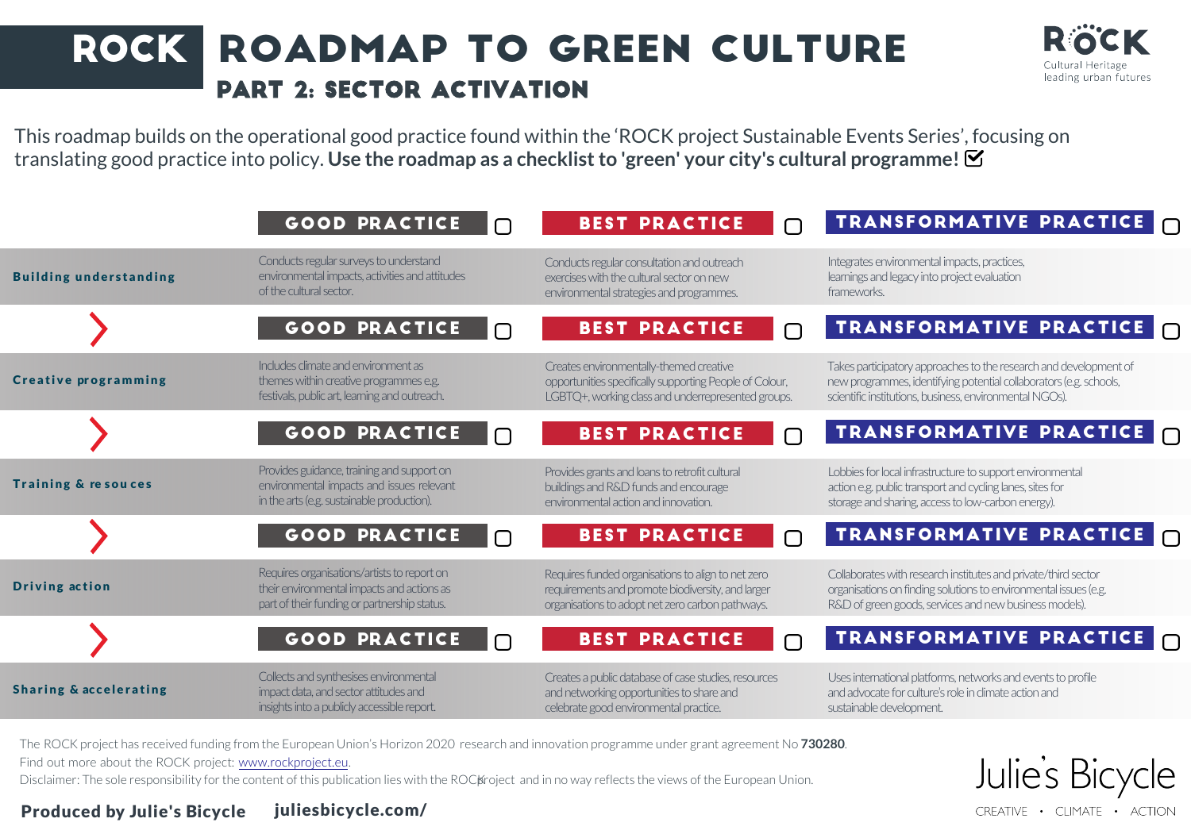# ROCK ROADMAP TO GREEN CULTURE

## PART 2: SECTOR ACTIVATION

This roadmap builds on the operational good practice found within the 'ROCK project Sustainable Events Series', focusing on translating good practice into policy. **Use the roadmap as a checklist to 'green' your city's cultural programme!** ☑

| | GOOD PRACTICE ☐ | BEST PRACTICE ☐ | TRANSFORMATIVE PRACTICE ☐ |
|---|---|---|---|
| **Building understanding** | Conducts regular surveys to understand environmental impacts, activities and attitudes of the cultural sector. | Conducts regular consultation and outreach exercises with the cultural sector on new environmental strategies and programmes. | Integrates environmental impacts, practices, learnings and legacy into project evaluation frameworks. |
| **Creative programming** | Includes climate and environment as themes within creative programmes e.g. festivals, public art, learning and outreach. | Creates environmentally-themed creative opportunities specifically supporting People of Colour, LGBTQ+, working class and underrepresented groups. | Takes participatory approaches to the research and development of new programmes, identifying potential collaborators (e.g. schools, scientific institutions, business, environmental NGOs). |
| **Training & resouces** | Provides guidance, training and support on environmental impacts and issues relevant in the arts (e.g. sustainable production). | Provides grants and loans to retrofit cultural buildings and R&D funds and encourage environmental action and innovation. | Lobbies for local infrastructure to support environmental action e.g. public transport and cycling lanes, sites for storage and sharing, access to low-carbon energy). |
| **Driving action** | Requires organisations/artists to report on their environmental impacts and actions as part of their funding or partnership status. | Requires funded organisations to align to net zero requirements and promote biodiversity, and larger organisations to adopt net zero carbon pathways. | Collaborates with research institutes and private/third sector organisations on finding solutions to environmental issues (e.g. R&D of green goods, services and new business models). |
| **Sharing & accelerating** | Collects and synthesises environmental impact data, and sector attitudes and insights into a publicly accessible report. | Creates a public database of case studies, resources and networking opportunities to share and celebrate good environmental practice. | Uses international platforms, networks and events to profile and advocate for culture's role in climate action and sustainable development. |

The ROCK project has received funding from the European Union's Horizon 2020 research and innovation programme under grant agreement No **730280**.

Find out more about the ROCK project: www.rockproject.eu.

Disclaimer: The sole responsibility for the content of this publication lies with the ROCK project and in no way reflects the views of the European Union.

**Produced by Julie's Bicycle** **juliesbicycle.com/**

Julie's Bicycle — CREATIVE • CLIMATE • ACTION